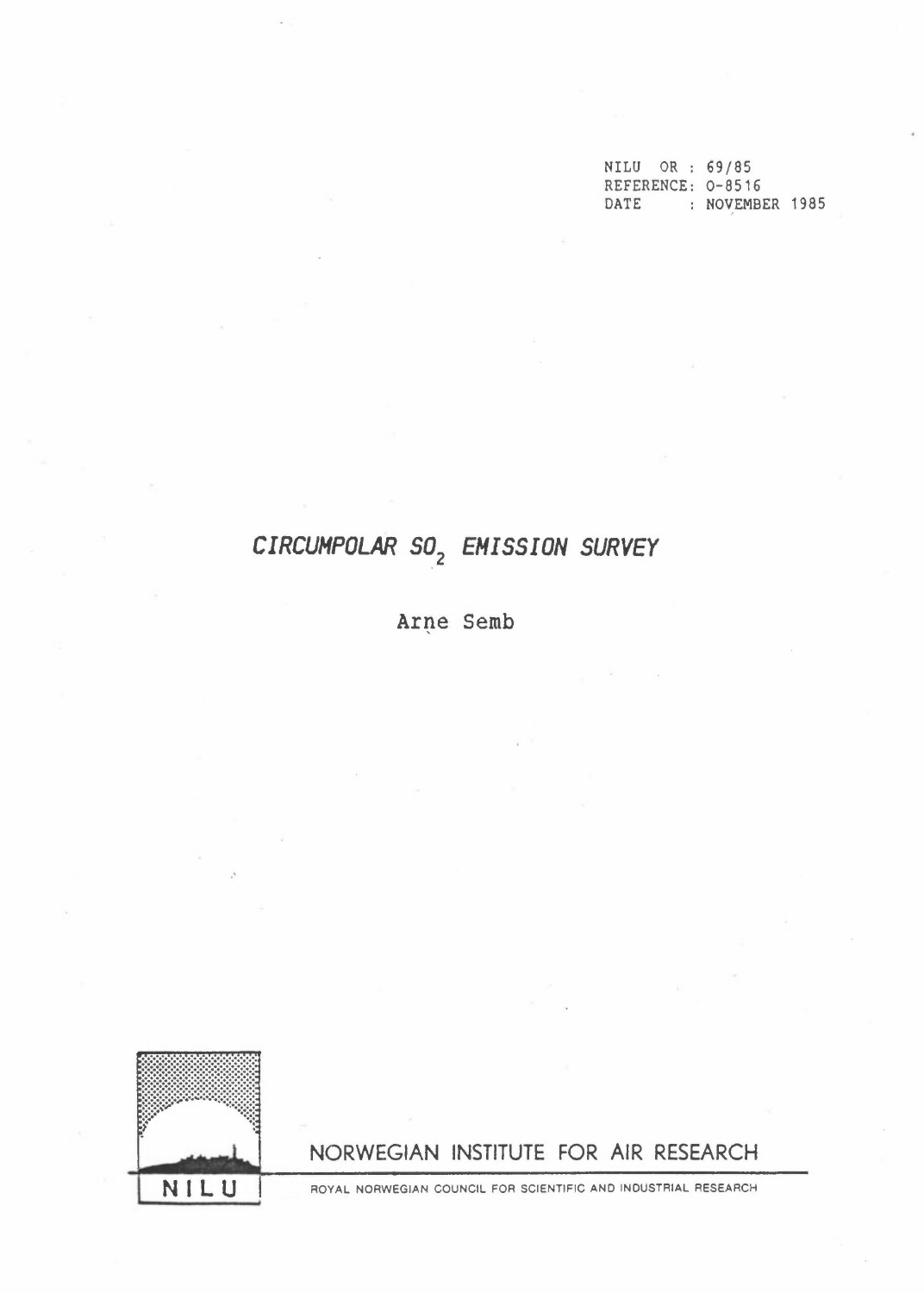NILU OR : 69/85
REFERENCE: O-8516
DATE : NOVEMBER 1985

# *CIRCUMPOLAR $SO_2$ EMISSION SURVEY*

Arne Semb

NILU

NORWEGIAN INSTITUTE FOR AIR RESEARCH

ROYAL NORWEGIAN COUNCIL FOR SCIENTIFIC AND INDUSTRIAL RESEARCH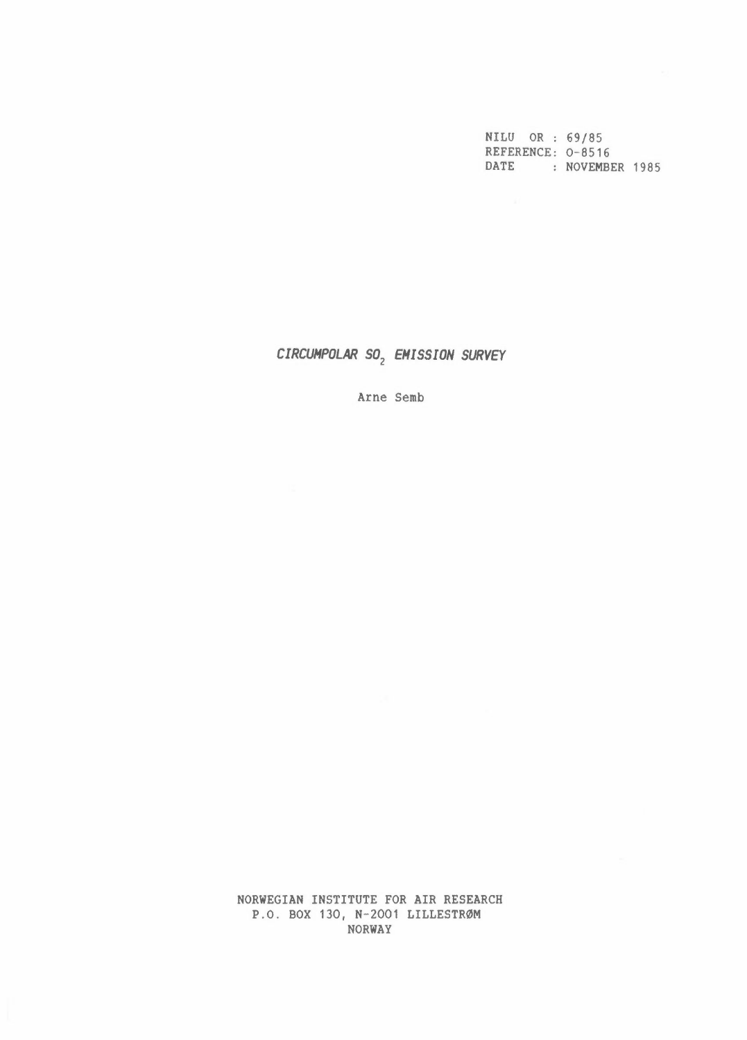NILU OR : 69/85
REFERENCE: O-8516
DATE : NOVEMBER 1985

# *CIRCUMPOLAR $SO_2$ EMISSION SURVEY*

Arne Semb

NORWEGIAN INSTITUTE FOR AIR RESEARCH
P.O. BOX 130, N-2001 LILLESTRØM
NORWAY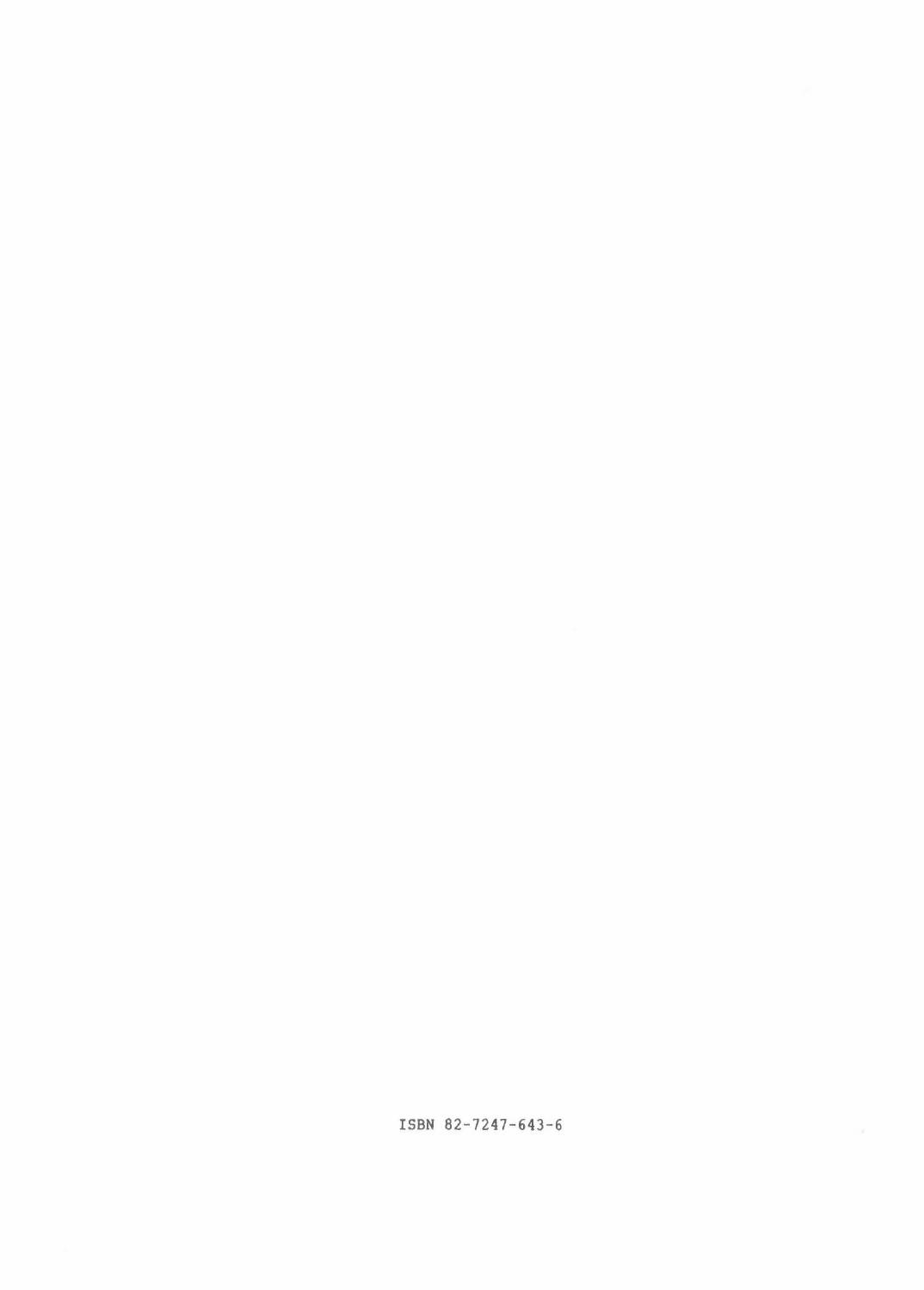ISBN 82-7247-643-6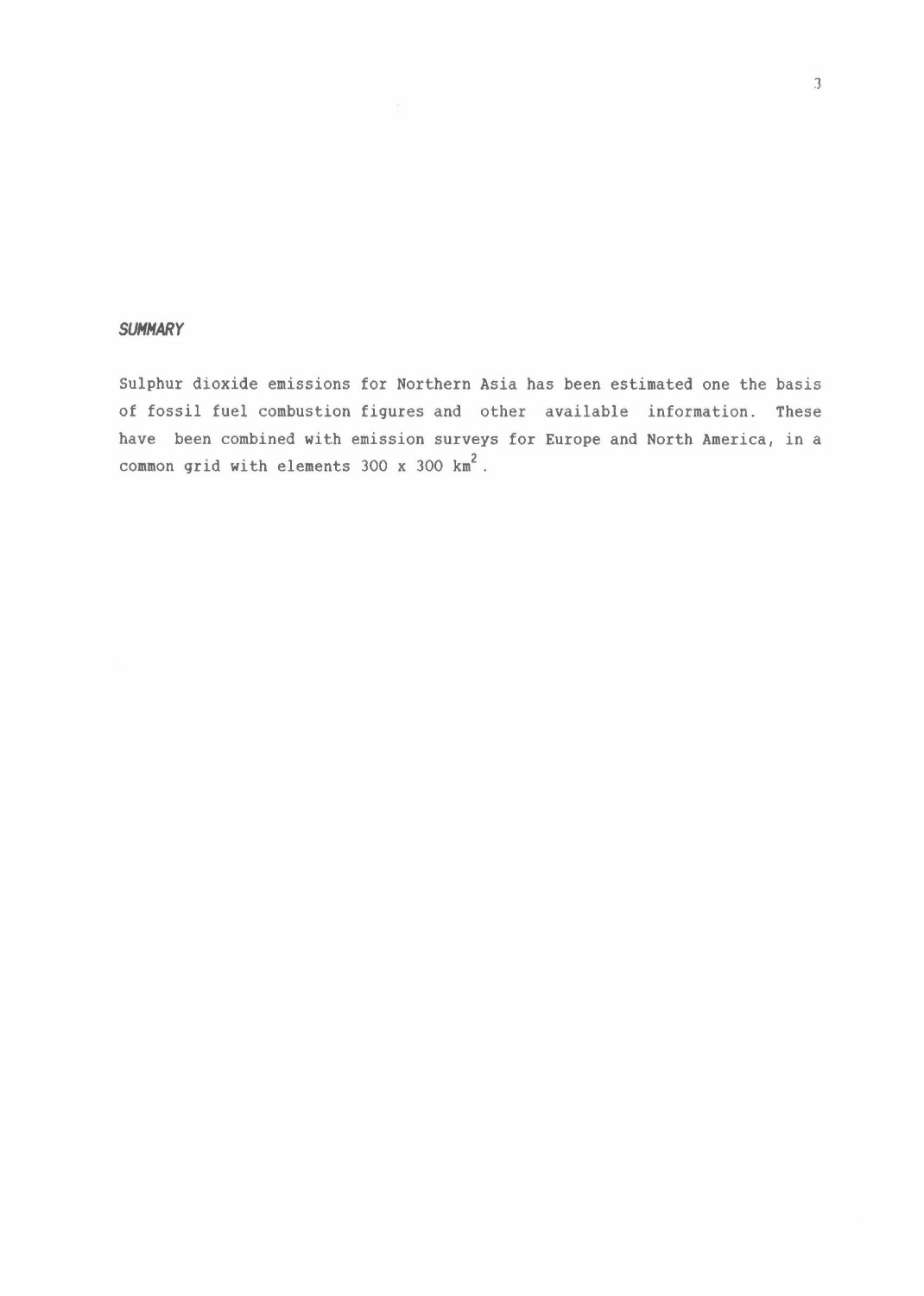## *SUMMARY*

Sulphur dioxide emissions for Northern Asia has been estimated one the basis of fossil fuel combustion figures and other available information. These have been combined with emission surveys for Europe and North America, in a common grid with elements 300 x 300 $km^2$.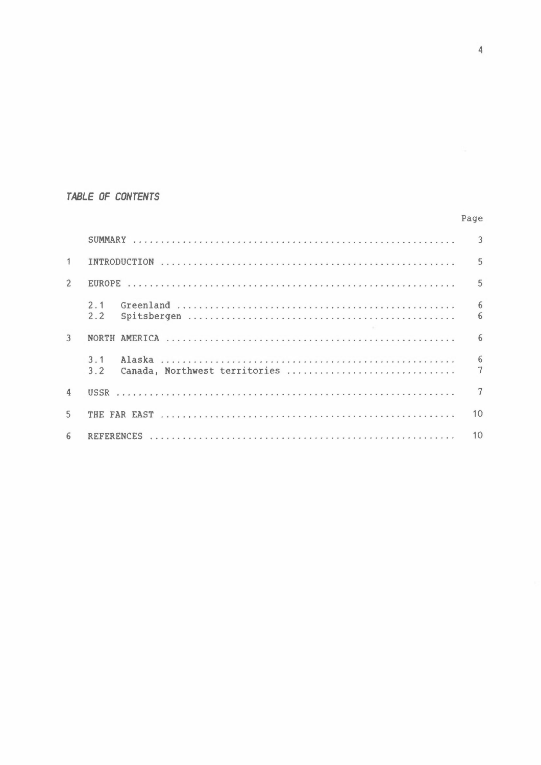## *TABLE OF CONTENTS*

| | | Page |
|---|---|---|
| | SUMMARY | 3 |
| 1 | INTRODUCTION | 5 |
| 2 | EUROPE | 5 |
| | 2.1 Greenland | 6 |
| | 2.2 Spitsbergen | 6 |
| 3 | NORTH AMERICA | 6 |
| | 3.1 Alaska | 6 |
| | 3.2 Canada, Northwest territories | 7 |
| 4 | USSR | 7 |
| 5 | THE FAR EAST | 10 |
| 6 | REFERENCES | 10 |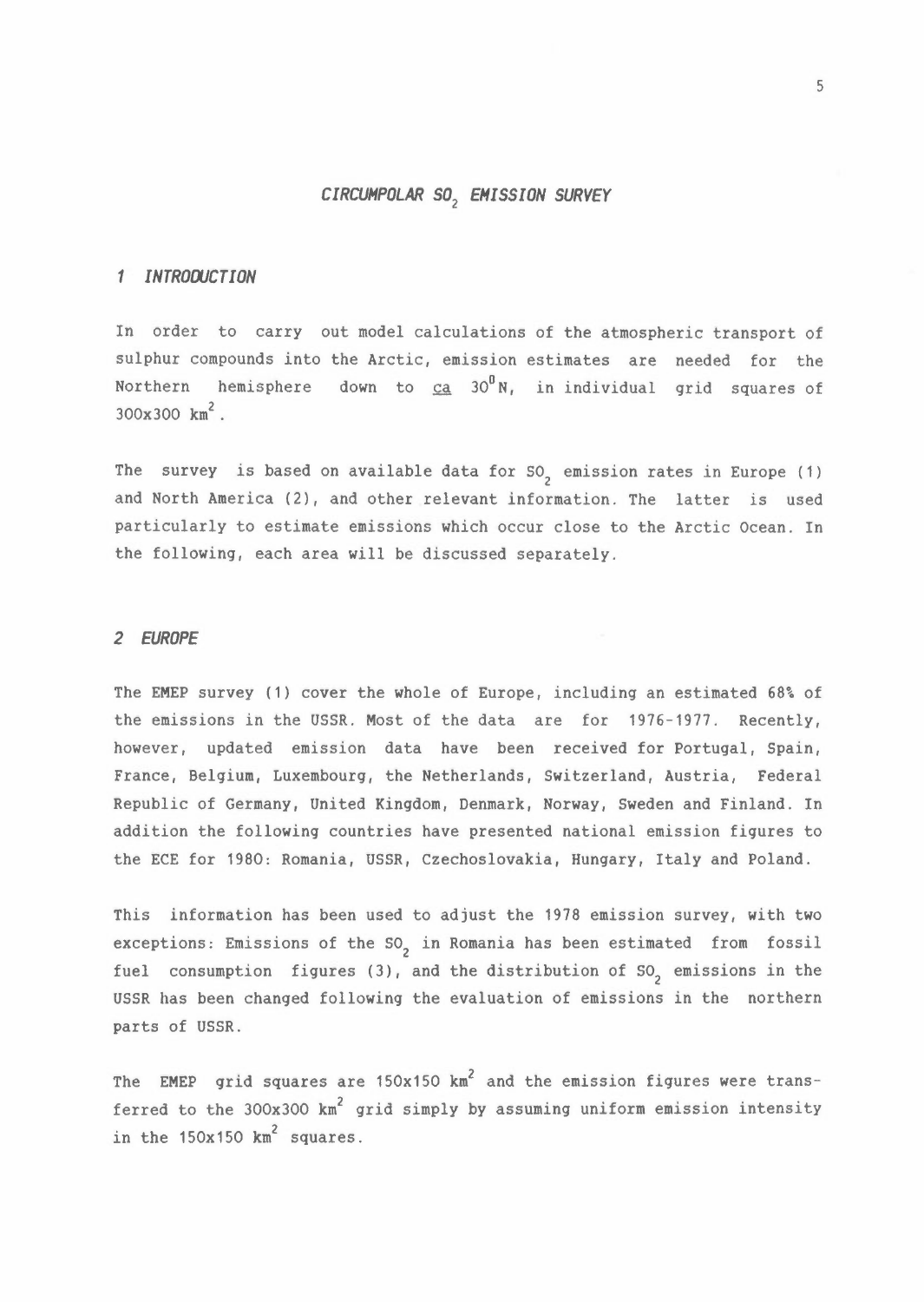# *CIRCUMPOLAR $SO_2$ EMISSION SURVEY*

## *1 INTRODUCTION*

In order to carry out model calculations of the atmospheric transport of sulphur compounds into the Arctic, emission estimates are needed for the Northern hemisphere down to ca $30^0$N, in individual grid squares of $300x300\ km^2$.

The survey is based on available data for $SO_2$ emission rates in Europe (1) and North America (2), and other relevant information. The latter is used particularly to estimate emissions which occur close to the Arctic Ocean. In the following, each area will be discussed separately.

## *2 EUROPE*

The EMEP survey (1) cover the whole of Europe, including an estimated 68% of the emissions in the USSR. Most of the data are for 1976-1977. Recently, however, updated emission data have been received for Portugal, Spain, France, Belgium, Luxembourg, the Netherlands, Switzerland, Austria, Federal Republic of Germany, United Kingdom, Denmark, Norway, Sweden and Finland. In addition the following countries have presented national emission figures to the ECE for 1980: Romania, USSR, Czechoslovakia, Hungary, Italy and Poland.

This information has been used to adjust the 1978 emission survey, with two exceptions: Emissions of the $SO_2$ in Romania has been estimated from fossil fuel consumption figures (3), and the distribution of $SO_2$ emissions in the USSR has been changed following the evaluation of emissions in the northern parts of USSR.

The EMEP grid squares are $150x150\ km^2$ and the emission figures were transferred to the $300x300\ km^2$ grid simply by assuming uniform emission intensity in the $150x150\ km^2$ squares.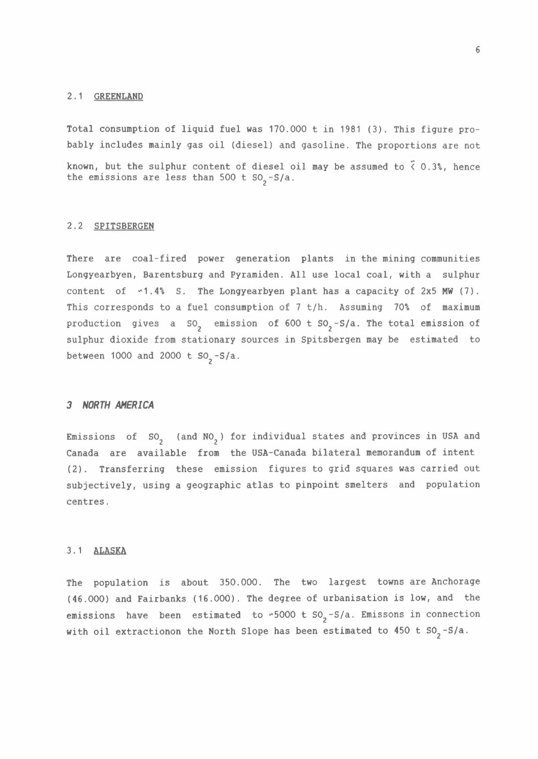## 2.1 GREENLAND

Total consumption of liquid fuel was 170.000 t in 1981 (3). This figure probably includes mainly gas oil (diesel) and gasoline. The proportions are not known, but the sulphur content of diesel oil may be assumed to $\lesssim$ 0.3%, hence the emissions are less than 500 t $SO_2$-S/a.

## 2.2 SPITSBERGEN

There are coal-fired power generation plants in the mining communities Longyearbyen, Barentsburg and Pyramiden. All use local coal, with a sulphur content of ~1.4% S. The Longyearbyen plant has a capacity of 2x5 MW (7). This corresponds to a fuel consumption of 7 t/h. Assuming 70% of maximum production gives a $SO_2$ emission of 600 t $SO_2$-S/a. The total emission of sulphur dioxide from stationary sources in Spitsbergen may be estimated to between 1000 and 2000 t $SO_2$-S/a.

# *3 NORTH AMERICA*

Emissions of $SO_2$ (and $NO_2$) for individual states and provinces in USA and Canada are available from the USA-Canada bilateral memorandum of intent (2). Transferring these emission figures to grid squares was carried out subjectively, using a geographic atlas to pinpoint smelters and population centres.

## 3.1 ALASKA

The population is about 350.000. The two largest towns are Anchorage (46.000) and Fairbanks (16.000). The degree of urbanisation is low, and the emissions have been estimated to ~5000 t $SO_2$-S/a. Emissons in connection with oil extractionon the North Slope has been estimated to 450 t $SO_2$-S/a.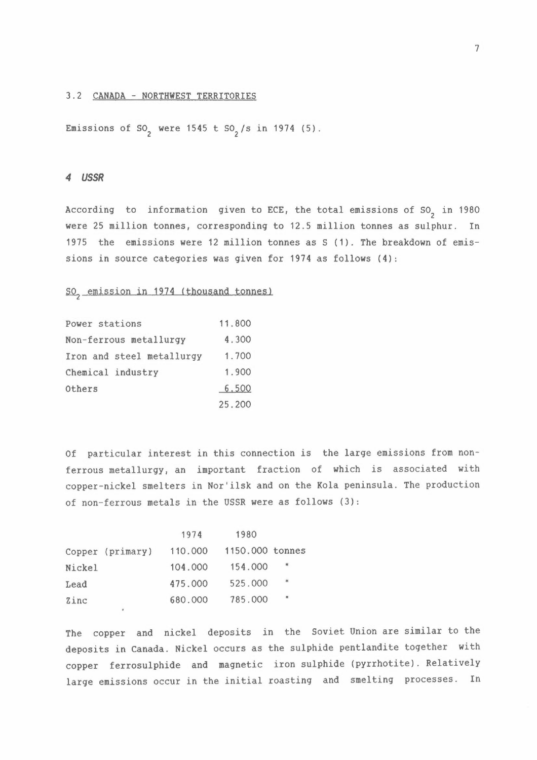### 3.2 CANADA - NORTHWEST TERRITORIES

Emissions of $SO_2$ were 1545 t $SO_2$/s in 1974 (5).

## *4 USSR*

According to information given to ECE, the total emissions of $SO_2$ in 1980 were 25 million tonnes, corresponding to 12.5 million tonnes as sulphur. In 1975 the emissions were 12 million tonnes as S (1). The breakdown of emissions in source categories was given for 1974 as follows (4):

$SO_2$ emission in 1974 (thousand tonnes)

| | |
|---|---|
| Power stations | 11.800 |
| Non-ferrous metallurgy | 4.300 |
| Iron and steel metallurgy | 1.700 |
| Chemical industry | 1.900 |
| Others | 6.500 |
| | 25.200 |

Of particular interest in this connection is the large emissions from non-ferrous metallurgy, an important fraction of which is associated with copper-nickel smelters in Nor'ilsk and on the Kola peninsula. The production of non-ferrous metals in the USSR were as follows (3):

| | 1974 | 1980 | |
|---|---|---|---|
| Copper (primary) | 110.000 | 1150.000 | tonnes |
| Nickel | 104.000 | 154.000 | " |
| Lead | 475.000 | 525.000 | " |
| Zinc | 680.000 | 785.000 | " |

The copper and nickel deposits in the Soviet Union are similar to the deposits in Canada. Nickel occurs as the sulphide pentlandite together with copper ferrosulphide and magnetic iron sulphide (pyrrhotite). Relatively large emissions occur in the initial roasting and smelting processes. In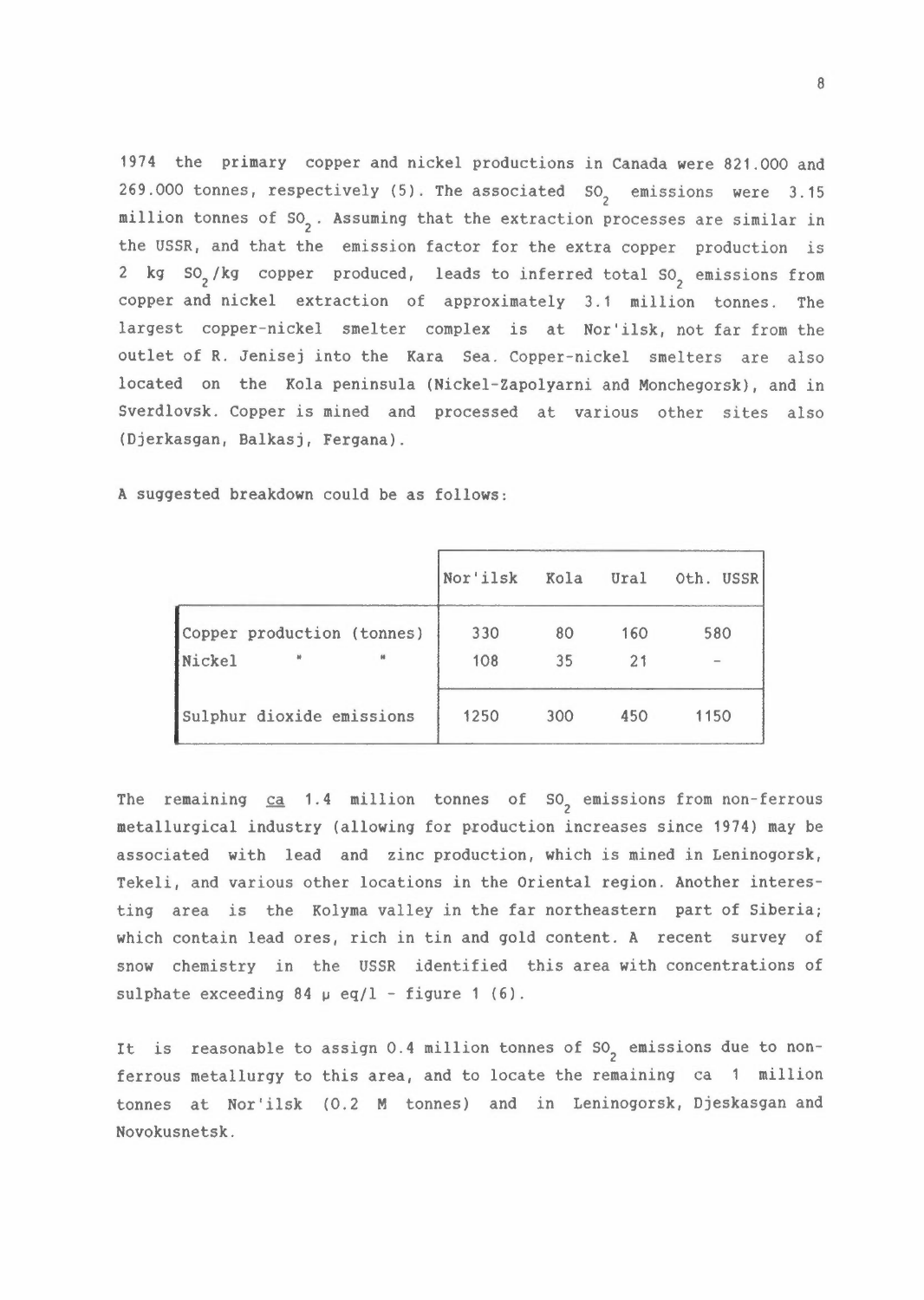1974 the primary copper and nickel productions in Canada were 821.000 and 269.000 tonnes, respectively (5). The associated $SO_2$ emissions were 3.15 million tonnes of $SO_2$. Assuming that the extraction processes are similar in the USSR, and that the emission factor for the extra copper production is 2 kg $SO_2$/kg copper produced, leads to inferred total $SO_2$ emissions from copper and nickel extraction of approximately 3.1 million tonnes. The largest copper-nickel smelter complex is at Nor'ilsk, not far from the outlet of R. Jenisej into the Kara Sea. Copper-nickel smelters are also located on the Kola peninsula (Nickel-Zapolyarni and Monchegorsk), and in Sverdlovsk. Copper is mined and processed at various other sites also (Djerkasgan, Balkasj, Fergana).

A suggested breakdown could be as follows:

| | Nor'ilsk | Kola | Ural | Oth. USSR |
|---|---|---|---|---|
| Copper production (tonnes) | 330 | 80 | 160 | 580 |
| Nickel " " | 108 | 35 | 21 | - |
| Sulphur dioxide emissions | 1250 | 300 | 450 | 1150 |

The remaining <u>ca</u> 1.4 million tonnes of $SO_2$ emissions from non-ferrous metallurgical industry (allowing for production increases since 1974) may be associated with lead and zinc production, which is mined in Leninogorsk, Tekeli, and various other locations in the Oriental region. Another interesting area is the Kolyma valley in the far northeastern part of Siberia; which contain lead ores, rich in tin and gold content. A recent survey of snow chemistry in the USSR identified this area with concentrations of sulphate exceeding 84 $\mu$ eq/l - figure 1 (6).

It is reasonable to assign 0.4 million tonnes of $SO_2$ emissions due to non-ferrous metallurgy to this area, and to locate the remaining ca 1 million tonnes at Nor'ilsk (0.2 M tonnes) and in Leninogorsk, Djeskasgan and Novokusnetsk.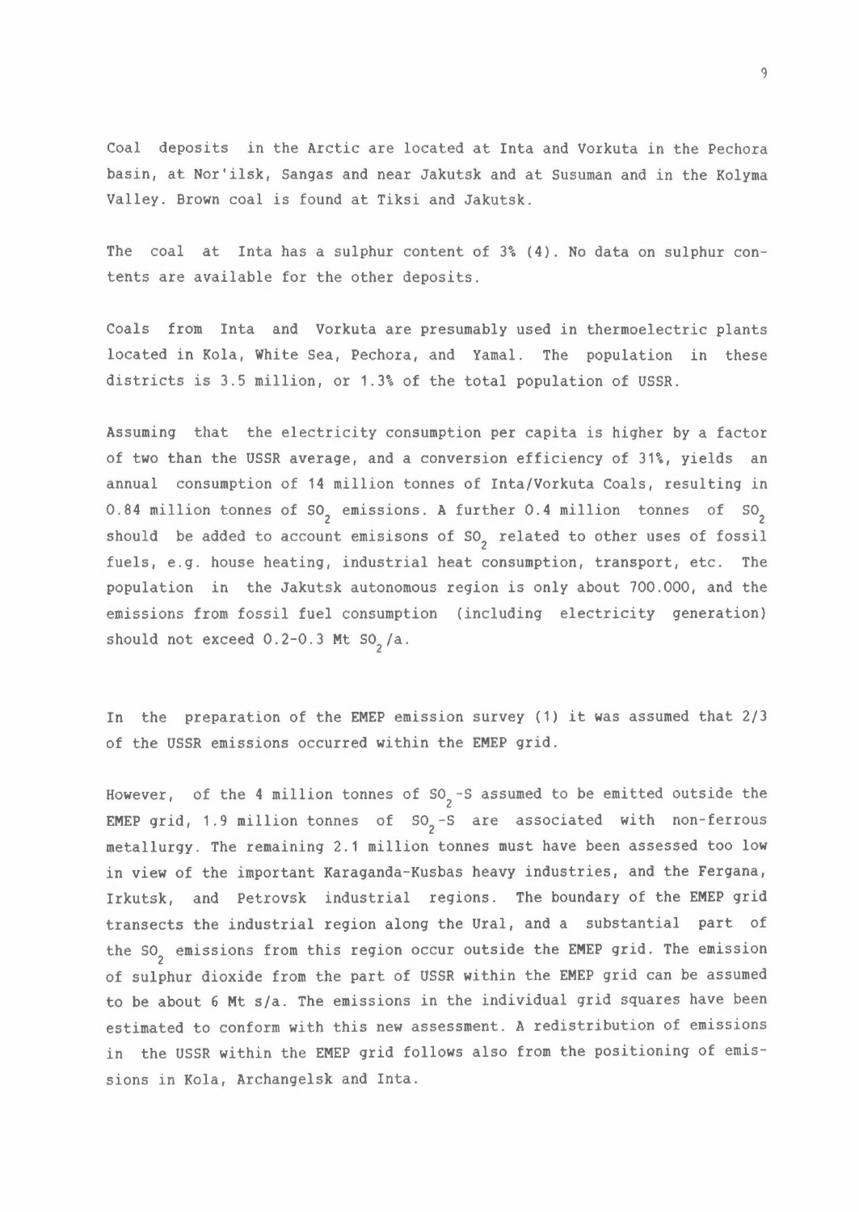Coal deposits in the Arctic are located at Inta and Vorkuta in the Pechora basin, at Nor'ilsk, Sangas and near Jakutsk and at Susuman and in the Kolyma Valley. Brown coal is found at Tiksi and Jakutsk.

The coal at Inta has a sulphur content of 3% (4). No data on sulphur contents are available for the other deposits.

Coals from Inta and Vorkuta are presumably used in thermoelectric plants located in Kola, White Sea, Pechora, and Yamal. The population in these districts is 3.5 million, or 1.3% of the total population of USSR.

Assuming that the electricity consumption per capita is higher by a factor of two than the USSR average, and a conversion efficiency of 31%, yields an annual consumption of 14 million tonnes of Inta/Vorkuta Coals, resulting in 0.84 million tonnes of $SO_2$ emissions. A further 0.4 million tonnes of $SO_2$ should be added to account emisisons of $SO_2$ related to other uses of fossil fuels, e.g. house heating, industrial heat consumption, transport, etc. The population in the Jakutsk autonomous region is only about 700.000, and the emissions from fossil fuel consumption (including electricity generation) should not exceed 0.2-0.3 Mt $SO_2$/a.

In the preparation of the EMEP emission survey (1) it was assumed that 2/3 of the USSR emissions occurred within the EMEP grid.

However, of the 4 million tonnes of $SO_2$-S assumed to be emitted outside the EMEP grid, 1.9 million tonnes of $SO_2$-S are associated with non-ferrous metallurgy. The remaining 2.1 million tonnes must have been assessed too low in view of the important Karaganda-Kusbas heavy industries, and the Fergana, Irkutsk, and Petrovsk industrial regions. The boundary of the EMEP grid transects the industrial region along the Ural, and a substantial part of the $SO_2$ emissions from this region occur outside the EMEP grid. The emission of sulphur dioxide from the part of USSR within the EMEP grid can be assumed to be about 6 Mt s/a. The emissions in the individual grid squares have been estimated to conform with this new assessment. A redistribution of emissions in the USSR within the EMEP grid follows also from the positioning of emissions in Kola, Archangelsk and Inta.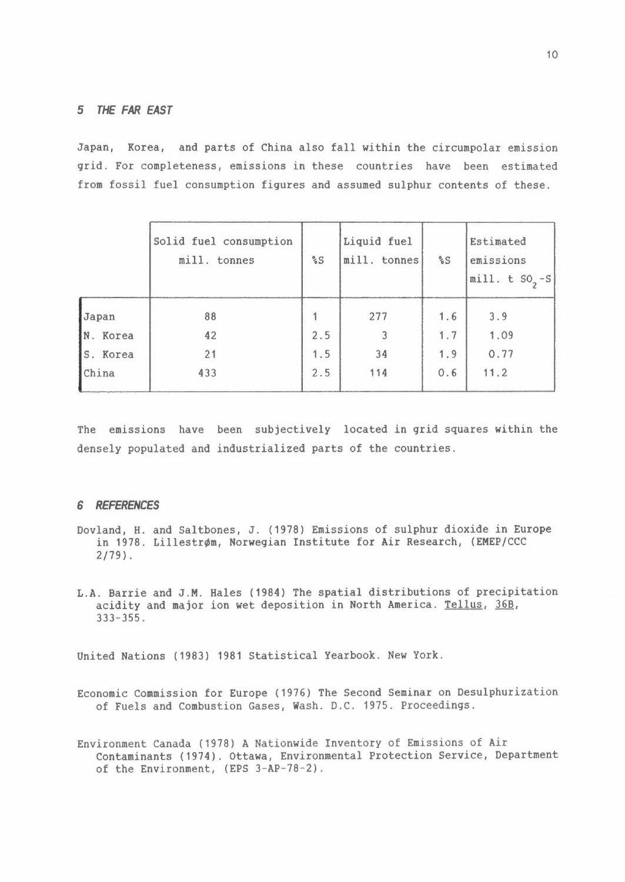## 5 THE FAR EAST

Japan, Korea, and parts of China also fall within the circumpolar emission grid. For completeness, emissions in these countries have been estimated from fossil fuel consumption figures and assumed sulphur contents of these.

| | Solid fuel consumption mill. tonnes | %S | Liquid fuel mill. tonnes | %S | Estimated emissions mill. t $SO_2$-S |
|---|---|---|---|---|---|
| Japan | 88 | 1 | 277 | 1.6 | 3.9 |
| N. Korea | 42 | 2.5 | 3 | 1.7 | 1.09 |
| S. Korea | 21 | 1.5 | 34 | 1.9 | 0.77 |
| China | 433 | 2.5 | 114 | 0.6 | 11.2 |

The emissions have been subjectively located in grid squares within the densely populated and industrialized parts of the countries.

## 6 REFERENCES

Dovland, H. and Saltbones, J. (1978) Emissions of sulphur dioxide in Europe in 1978. Lillestrøm, Norwegian Institute for Air Research, (EMEP/CCC 2/79).

L.A. Barrie and J.M. Hales (1984) The spatial distributions of precipitation acidity and major ion wet deposition in North America. Tellus, 36B, 333-355.

United Nations (1983) 1981 Statistical Yearbook. New York.

Economic Commission for Europe (1976) The Second Seminar on Desulphurization of Fuels and Combustion Gases, Wash. D.C. 1975. Proceedings.

Environment Canada (1978) A Nationwide Inventory of Emissions of Air Contaminants (1974). Ottawa, Environmental Protection Service, Department of the Environment, (EPS 3-AP-78-2).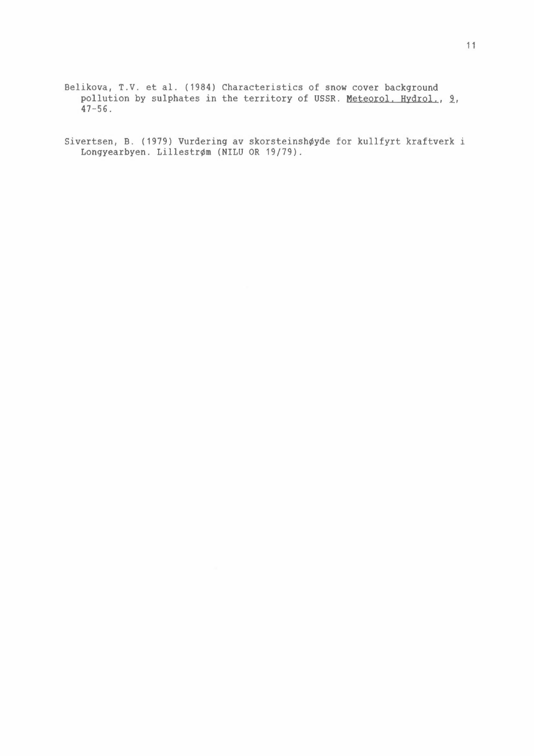Belikova, T.V. et al. (1984) Characteristics of snow cover background pollution by sulphates in the territory of USSR. Meteorol. Hydrol., 9, 47-56.

Sivertsen, B. (1979) Vurdering av skorsteinshøyde for kullfyrt kraftverk i Longyearbyen. Lillestrøm (NILU OR 19/79).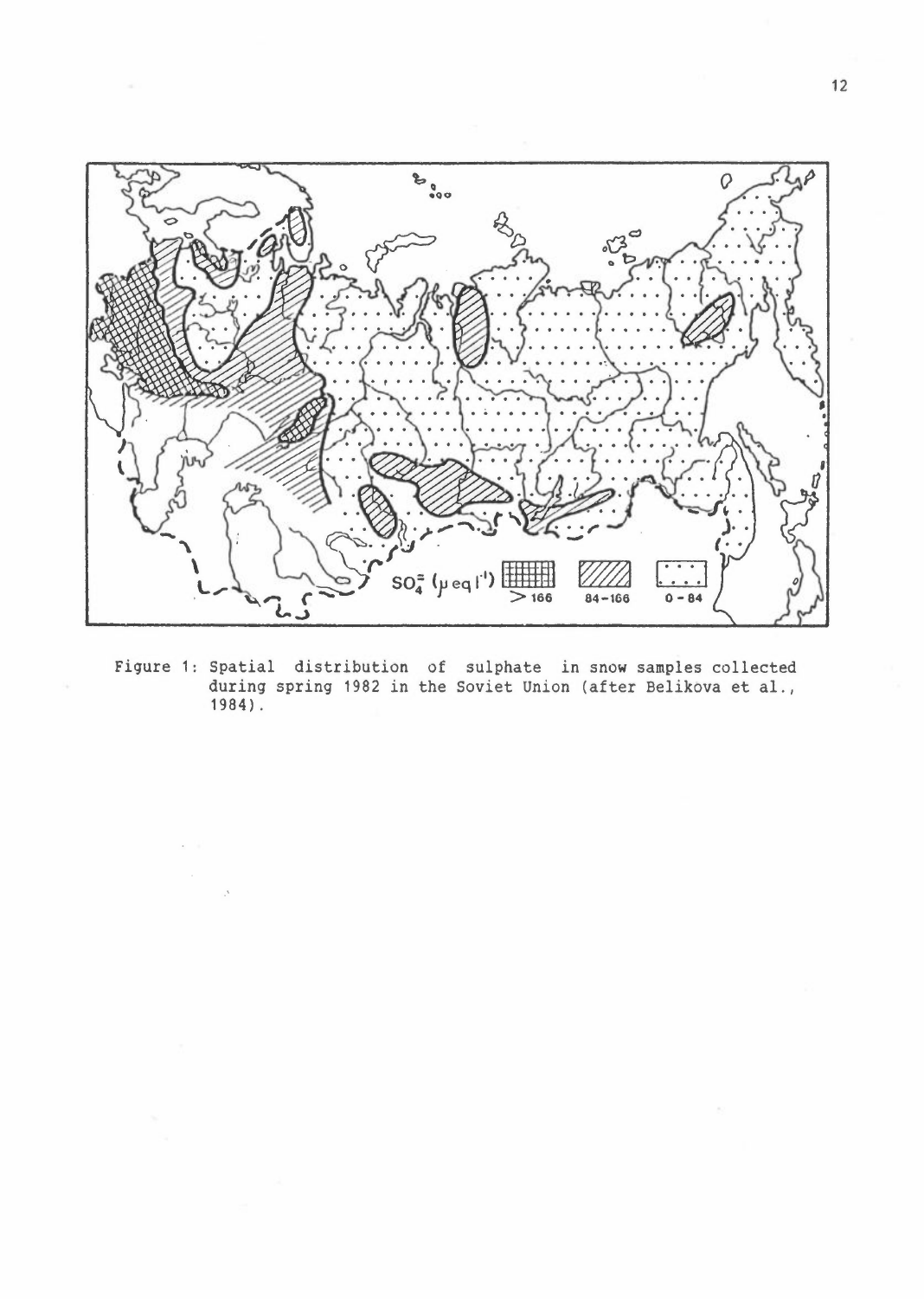$SO_4^=$ ($\mu eq\,l^{-1}$)

> 166

84 - 166

0 - 84

Figure 1: Spatial distribution of sulphate in snow samples collected during spring 1982 in the Soviet Union (after Belikova et al., 1984).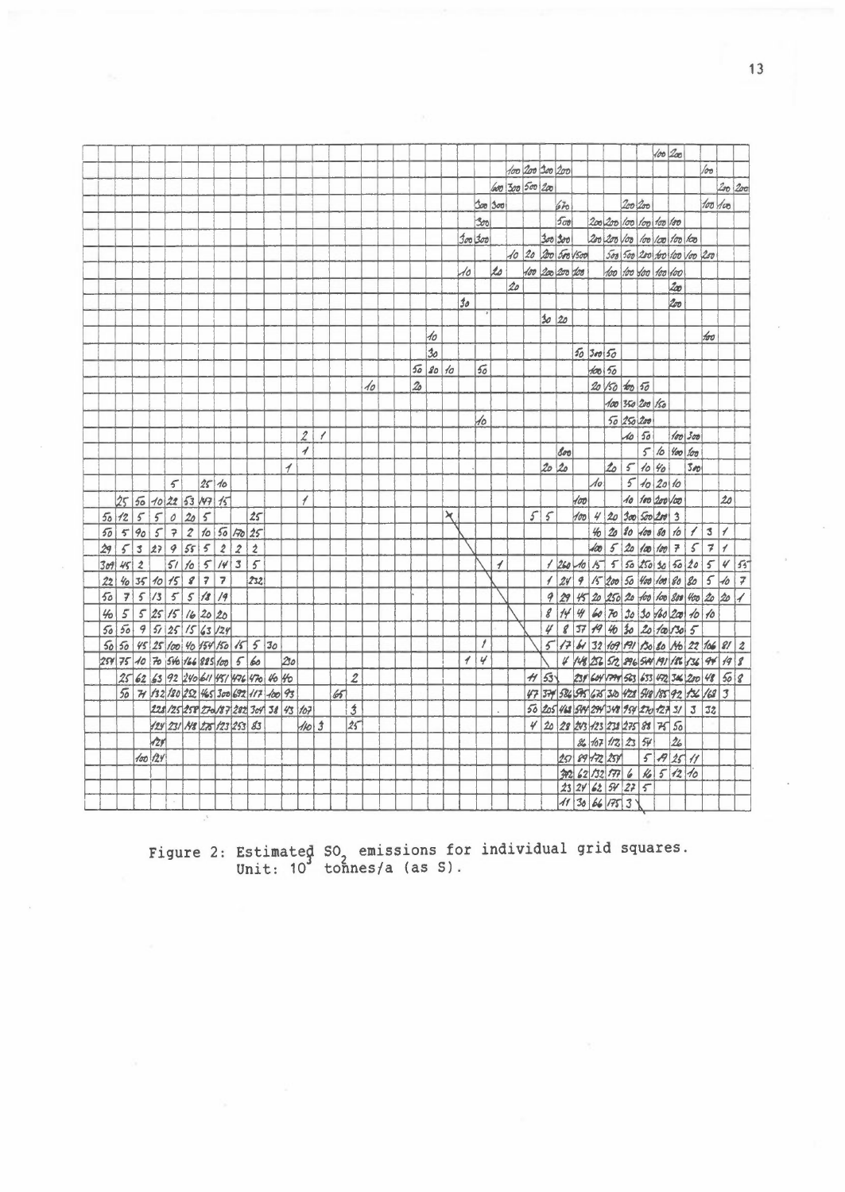Figure 2: Estimated $SO_2$ emissions for individual grid squares. Unit: $10^3$ tonnes/a (as S).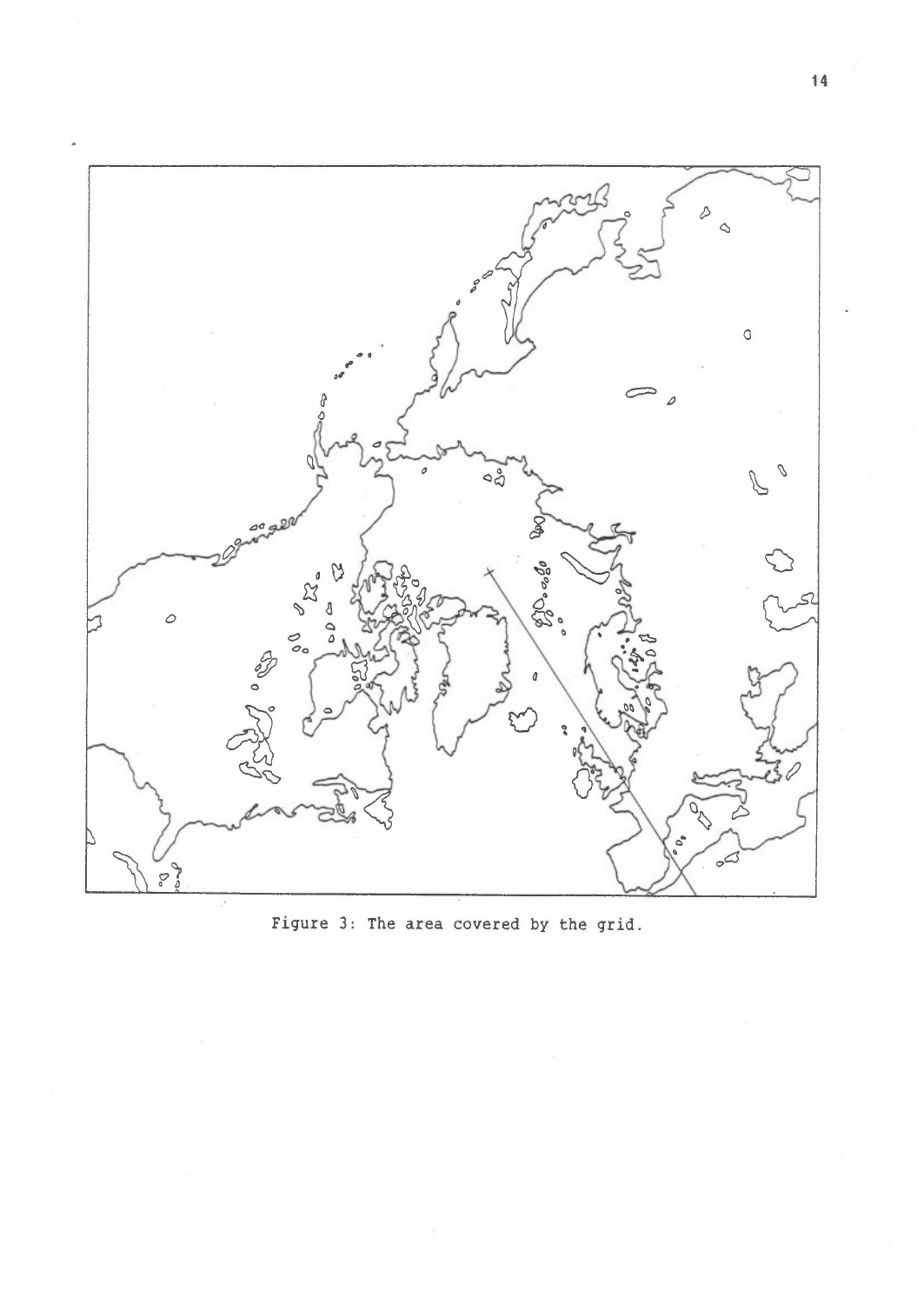Figure 3: The area covered by the grid.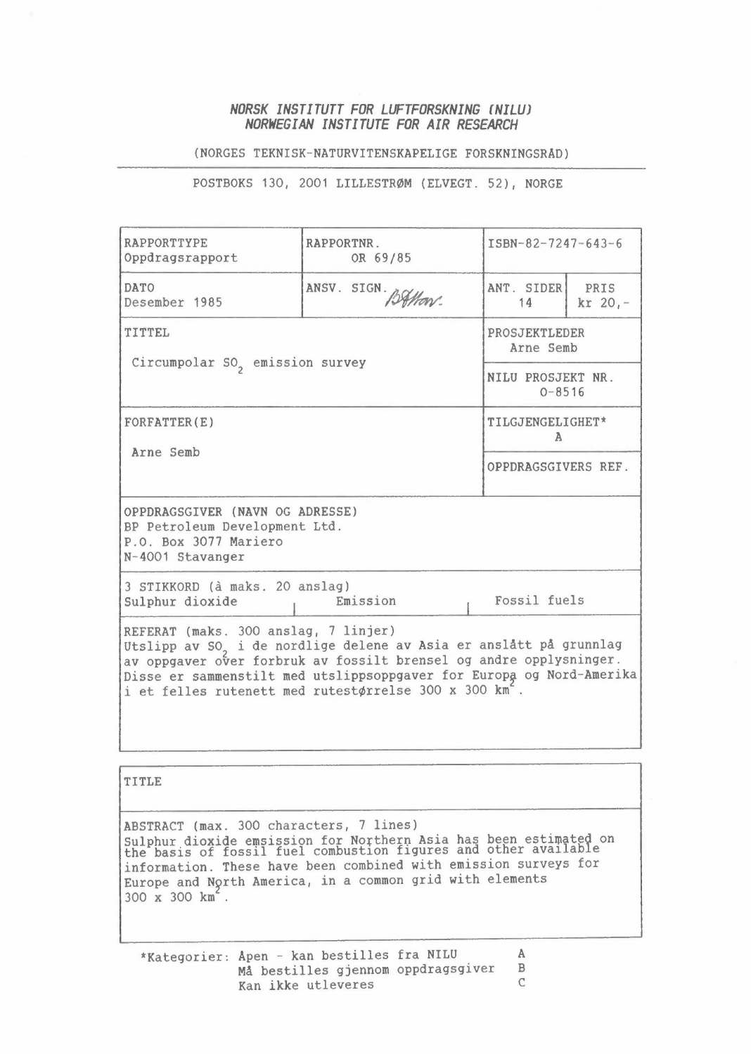**NORSK INSTITUTT FOR LUFTFORSKNING (NILU)**
**NORWEGIAN INSTITUTE FOR AIR RESEARCH**

(NORGES TEKNISK-NATURVITENSKAPELIGE FORSKNINGSRÅD)

POSTBOKS 130, 2001 LILLESTRØM (ELVEGT. 52), NORGE

| | | | |
|---|---|---|---|
| RAPPORTTYPE<br>Oppdragsrapport | RAPPORTNR.<br>OR 69/85 | ISBN-82-7247-643-6 | |
| DATO<br>Desember 1985 | ANSV. SIGN. | ANT. SIDER<br>14 | PRIS<br>kr 20,- |
| TITTEL<br>Circumpolar $SO_2$ emission survey | | PROSJEKTLEDER<br>Arne Semb | |
| | | NILU PROSJEKT NR.<br>O-8516 | |
| FORFATTER(E)<br>Arne Semb | | TILGJENGELIGHET*<br>A | |
| | | OPPDRAGSGIVERS REF. | |

OPPDRAGSGIVER (NAVN OG ADRESSE)
BP Petroleum Development Ltd.
P.O. Box 3077 Mariero
N-4001 Stavanger

3 STIKKORD (à maks. 20 anslag)
Sulphur dioxide | Emission | Fossil fuels

REFERAT (maks. 300 anslag, 7 linjer)
Utslipp av $SO_2$ i de nordlige delene av Asia er anslått på grunnlag av oppgaver over forbruk av fossilt brensel og andre opplysninger. Disse er sammenstilt med utslippsoppgaver for Europa og Nord-Amerika i et felles rutenett med rutestørrelse 300 x 300 $km^2$.

TITLE

ABSTRACT (max. 300 characters, 7 lines)
Sulphur dioxide emsission for Northern Asia has been estimated on the basis of fossil fuel combustion figures and other available information. These have been combined with emission surveys for Europe and North America, in a common grid with elements 300 x 300 $km^2$.

*Kategorier: Åpen - kan bestilles fra NILU A
Må bestilles gjennom oppdragsgiver B
Kan ikke utleveres C